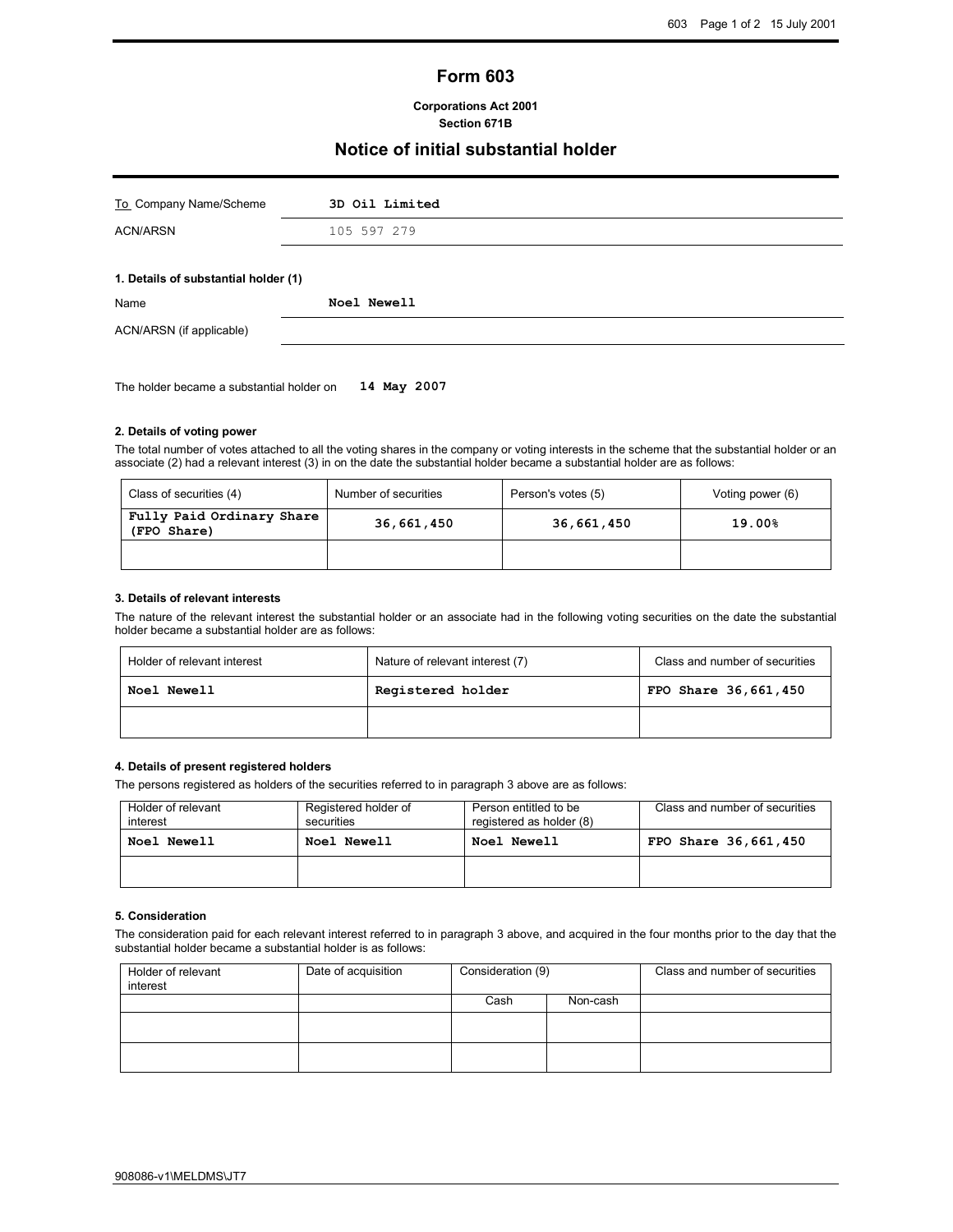# Form 603

**Corporations Act 2001**
**Section 671B**

## Notice of initial substantial holder

| To Company Name/Scheme | **3D Oil Limited** |
|---|---|
| ACN/ARSN | 105 597 279 |

### 1. Details of substantial holder (1)

| Name | **Noel Newell** |
|---|---|
| ACN/ARSN (if applicable) | |

The holder became a substantial holder on **14 May 2007**

### 2. Details of voting power

The total number of votes attached to all the voting shares in the company or voting interests in the scheme that the substantial holder or an associate (2) had a relevant interest (3) in on the date the substantial holder became a substantial holder are as follows:

| Class of securities (4) | Number of securities | Person's votes (5) | Voting power (6) |
|---|---|---|---|
| **Fully Paid Ordinary Share (FPO Share)** | **36,661,450** | **36,661,450** | **19.00%** |
| | | | |

### 3. Details of relevant interests

The nature of the relevant interest the substantial holder or an associate had in the following voting securities on the date the substantial holder became a substantial holder are as follows:

| Holder of relevant interest | Nature of relevant interest (7) | Class and number of securities |
|---|---|---|
| **Noel Newell** | **Registered holder** | **FPO Share 36,661,450** |
| | | |

### 4. Details of present registered holders

The persons registered as holders of the securities referred to in paragraph 3 above are as follows:

| Holder of relevant interest | Registered holder of securities | Person entitled to be registered as holder (8) | Class and number of securities |
|---|---|---|---|
| **Noel Newell** | **Noel Newell** | **Noel Newell** | **FPO Share 36,661,450** |
| | | | |

### 5. Consideration

The consideration paid for each relevant interest referred to in paragraph 3 above, and acquired in the four months prior to the day that the substantial holder became a substantial holder is as follows:

| Holder of relevant interest | Date of acquisition | Consideration (9) | | Class and number of securities |
|---|---|---|---|---|
| | | Cash | Non-cash | |
| | | | | |
| | | | | |

908086-v1\MELDMS\JT7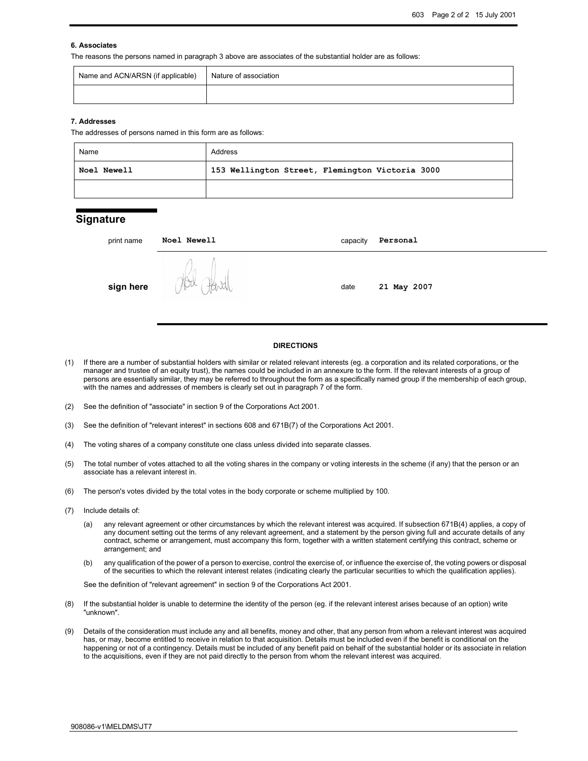### 6. Associates

The reasons the persons named in paragraph 3 above are associates of the substantial holder are as follows:

| Name and ACN/ARSN (if applicable) | Nature of association |
|---|---|
| | |

### 7. Addresses

The addresses of persons named in this form are as follows:

| Name | Address |
|---|---|
| **Noel Newell** | **153 Wellington Street, Flemington Victoria 3000** |
| | |

## Signature

| | | | |
|---|---|---|---|
| print name | **Noel Newell** | capacity | **Personal** |
| **sign here** | | date | **21 May 2007** |

#### DIRECTIONS

(1) If there are a number of substantial holders with similar or related relevant interests (eg. a corporation and its related corporations, or the manager and trustee of an equity trust), the names could be included in an annexure to the form. If the relevant interests of a group of persons are essentially similar, they may be referred to throughout the form as a specifically named group if the membership of each group, with the names and addresses of members is clearly set out in paragraph 7 of the form.

(2) See the definition of "associate" in section 9 of the Corporations Act 2001.

(3) See the definition of "relevant interest" in sections 608 and 671B(7) of the Corporations Act 2001.

(4) The voting shares of a company constitute one class unless divided into separate classes.

(5) The total number of votes attached to all the voting shares in the company or voting interests in the scheme (if any) that the person or an associate has a relevant interest in.

(6) The person's votes divided by the total votes in the body corporate or scheme multiplied by 100.

(7) Include details of:

   (a) any relevant agreement or other circumstances by which the relevant interest was acquired. If subsection 671B(4) applies, a copy of any document setting out the terms of any relevant agreement, and a statement by the person giving full and accurate details of any contract, scheme or arrangement, must accompany this form, together with a written statement certifying this contract, scheme or arrangement; and

   (b) any qualification of the power of a person to exercise, control the exercise of, or influence the exercise of, the voting powers or disposal of the securities to which the relevant interest relates (indicating clearly the particular securities to which the qualification applies).

   See the definition of "relevant agreement" in section 9 of the Corporations Act 2001.

(8) If the substantial holder is unable to determine the identity of the person (eg. if the relevant interest arises because of an option) write "unknown".

(9) Details of the consideration must include any and all benefits, money and other, that any person from whom a relevant interest was acquired has, or may, become entitled to receive in relation to that acquisition. Details must be included even if the benefit is conditional on the happening or not of a contingency. Details must be included of any benefit paid on behalf of the substantial holder or its associate in relation to the acquisitions, even if they are not paid directly to the person from whom the relevant interest was acquired.

908086-v1\MELDMS\JT7